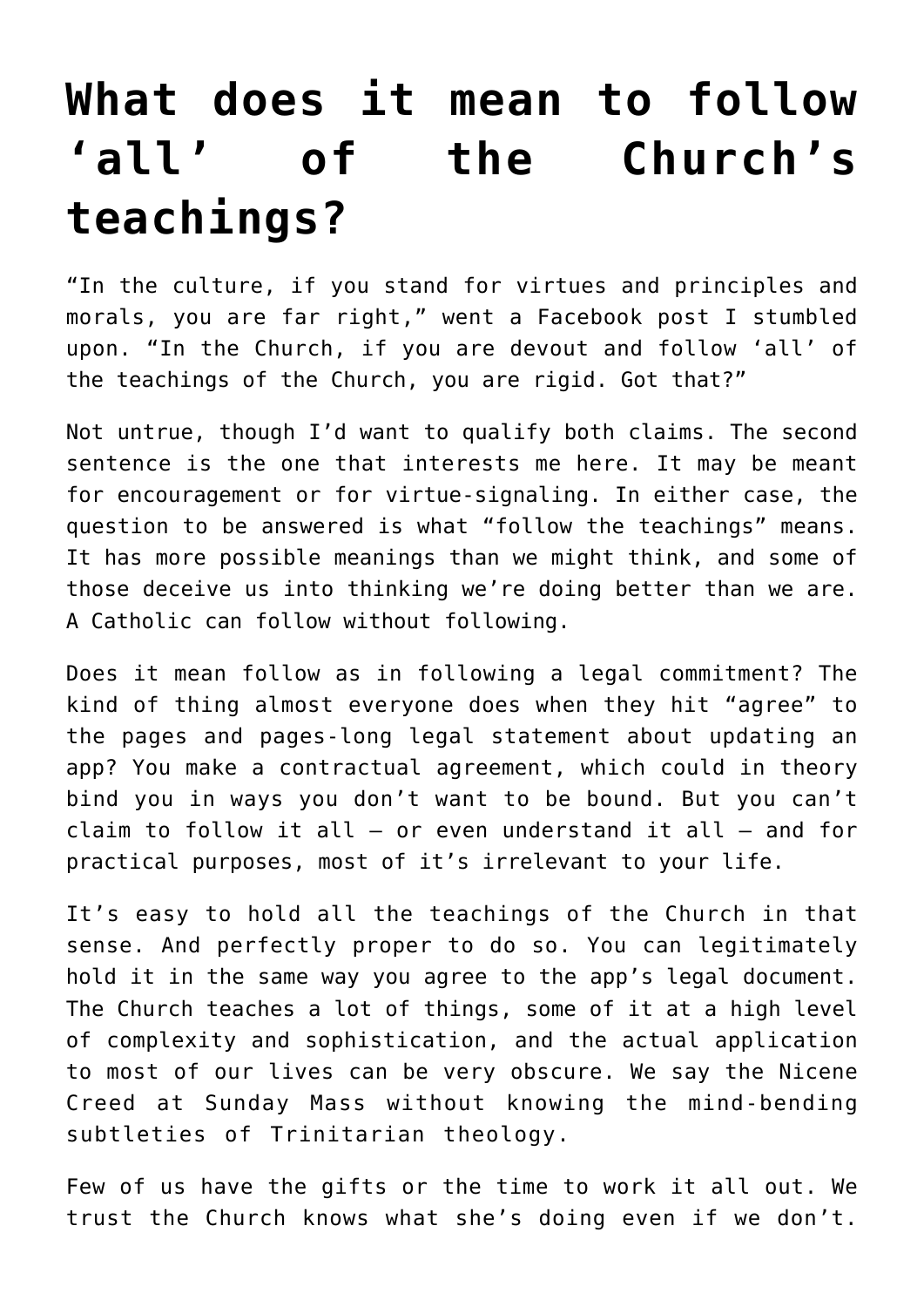# What does it mean to follow 'all' of the Church's teachings?

"In the culture, if you stand for virtues and principles and morals, you are far right," went a Facebook post I stumbled upon. "In the Church, if you are devout and follow 'all' of the teachings of the Church, you are rigid. Got that?"

Not untrue, though I'd want to qualify both claims. The second sentence is the one that interests me here. It may be meant for encouragement or for virtue-signaling. In either case, the question to be answered is what "follow the teachings" means. It has more possible meanings than we might think, and some of those deceive us into thinking we're doing better than we are. A Catholic can follow without following.

Does it mean follow as in following a legal commitment? The kind of thing almost everyone does when they hit "agree" to the pages and pages-long legal statement about updating an app? You make a contractual agreement, which could in theory bind you in ways you don't want to be bound. But you can't claim to follow it all — or even understand it all — and for practical purposes, most of it's irrelevant to your life.

It's easy to hold all the teachings of the Church in that sense. And perfectly proper to do so. You can legitimately hold it in the same way you agree to the app's legal document. The Church teaches a lot of things, some of it at a high level of complexity and sophistication, and the actual application to most of our lives can be very obscure. We say the Nicene Creed at Sunday Mass without knowing the mind-bending subtleties of Trinitarian theology.

Few of us have the gifts or the time to work it all out. We trust the Church knows what she's doing even if we don't.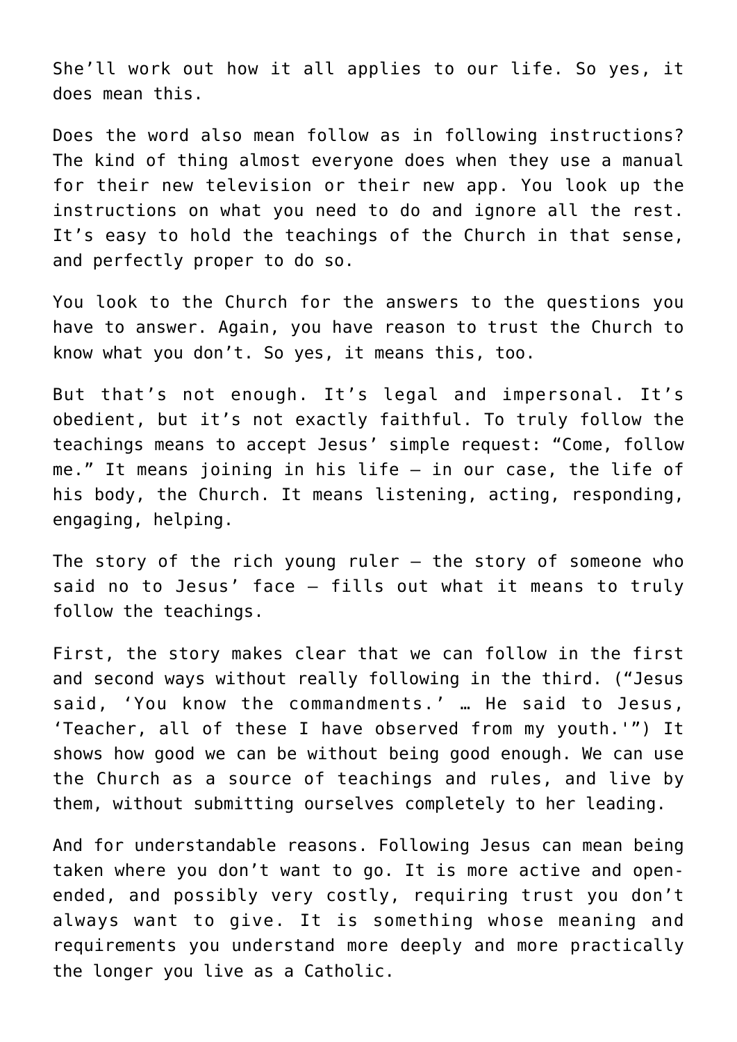She'll work out how it all applies to our life. So yes, it does mean this.

Does the word also mean follow as in following instructions? The kind of thing almost everyone does when they use a manual for their new television or their new app. You look up the instructions on what you need to do and ignore all the rest. It's easy to hold the teachings of the Church in that sense, and perfectly proper to do so.

You look to the Church for the answers to the questions you have to answer. Again, you have reason to trust the Church to know what you don't. So yes, it means this, too.

But that's not enough. It's legal and impersonal. It's obedient, but it's not exactly faithful. To truly follow the teachings means to accept Jesus' simple request: "Come, follow me." It means joining in his life — in our case, the life of his body, the Church. It means listening, acting, responding, engaging, helping.

The story of the rich young ruler — the story of someone who said no to Jesus' face — fills out what it means to truly follow the teachings.

First, the story makes clear that we can follow in the first and second ways without really following in the third. ("Jesus said, 'You know the commandments.' … He said to Jesus, 'Teacher, all of these I have observed from my youth.'") It shows how good we can be without being good enough. We can use the Church as a source of teachings and rules, and live by them, without submitting ourselves completely to her leading.

And for understandable reasons. Following Jesus can mean being taken where you don't want to go. It is more active and open-ended, and possibly very costly, requiring trust you don't always want to give. It is something whose meaning and requirements you understand more deeply and more practically the longer you live as a Catholic.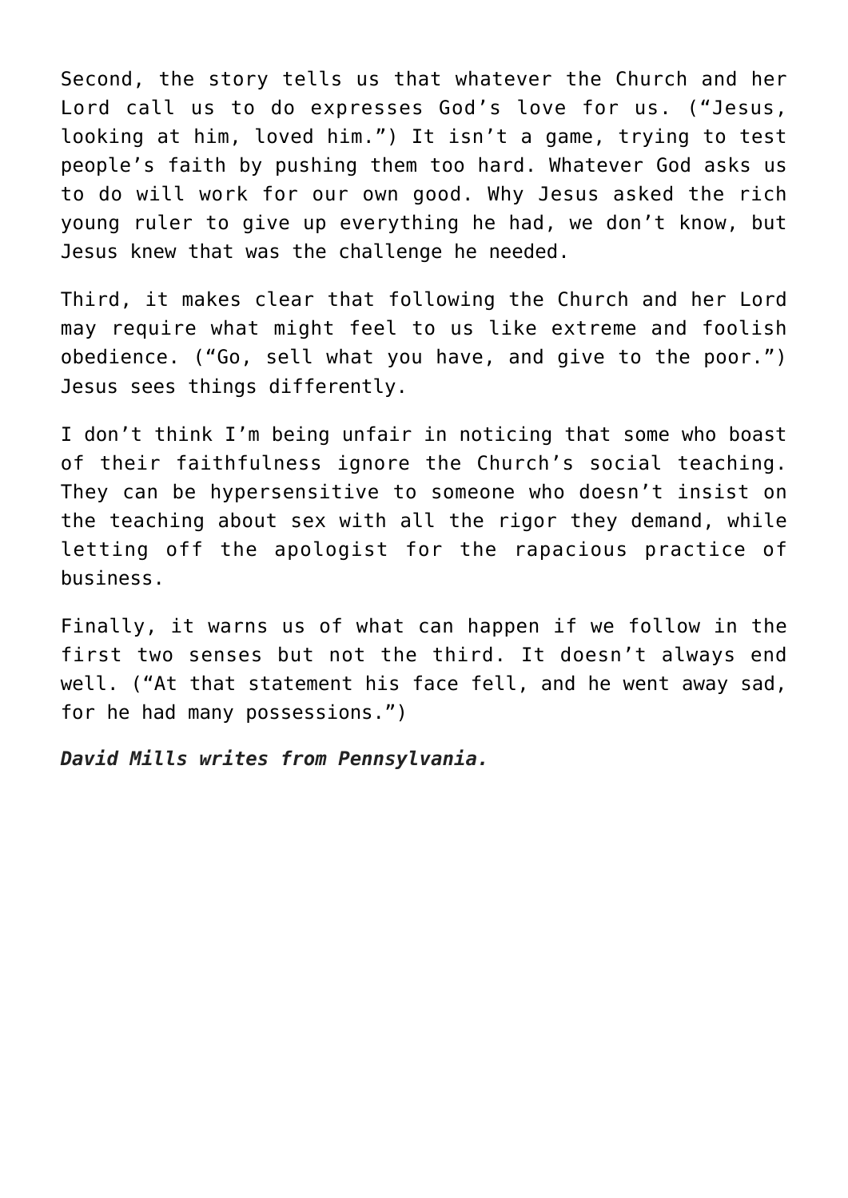Second, the story tells us that whatever the Church and her Lord call us to do expresses God's love for us. ("Jesus, looking at him, loved him.") It isn't a game, trying to test people's faith by pushing them too hard. Whatever God asks us to do will work for our own good. Why Jesus asked the rich young ruler to give up everything he had, we don't know, but Jesus knew that was the challenge he needed.

Third, it makes clear that following the Church and her Lord may require what might feel to us like extreme and foolish obedience. ("Go, sell what you have, and give to the poor.") Jesus sees things differently.

I don't think I'm being unfair in noticing that some who boast of their faithfulness ignore the Church's social teaching. They can be hypersensitive to someone who doesn't insist on the teaching about sex with all the rigor they demand, while letting off the apologist for the rapacious practice of business.

Finally, it warns us of what can happen if we follow in the first two senses but not the third. It doesn't always end well. ("At that statement his face fell, and he went away sad, for he had many possessions.")

***David Mills writes from Pennsylvania.***